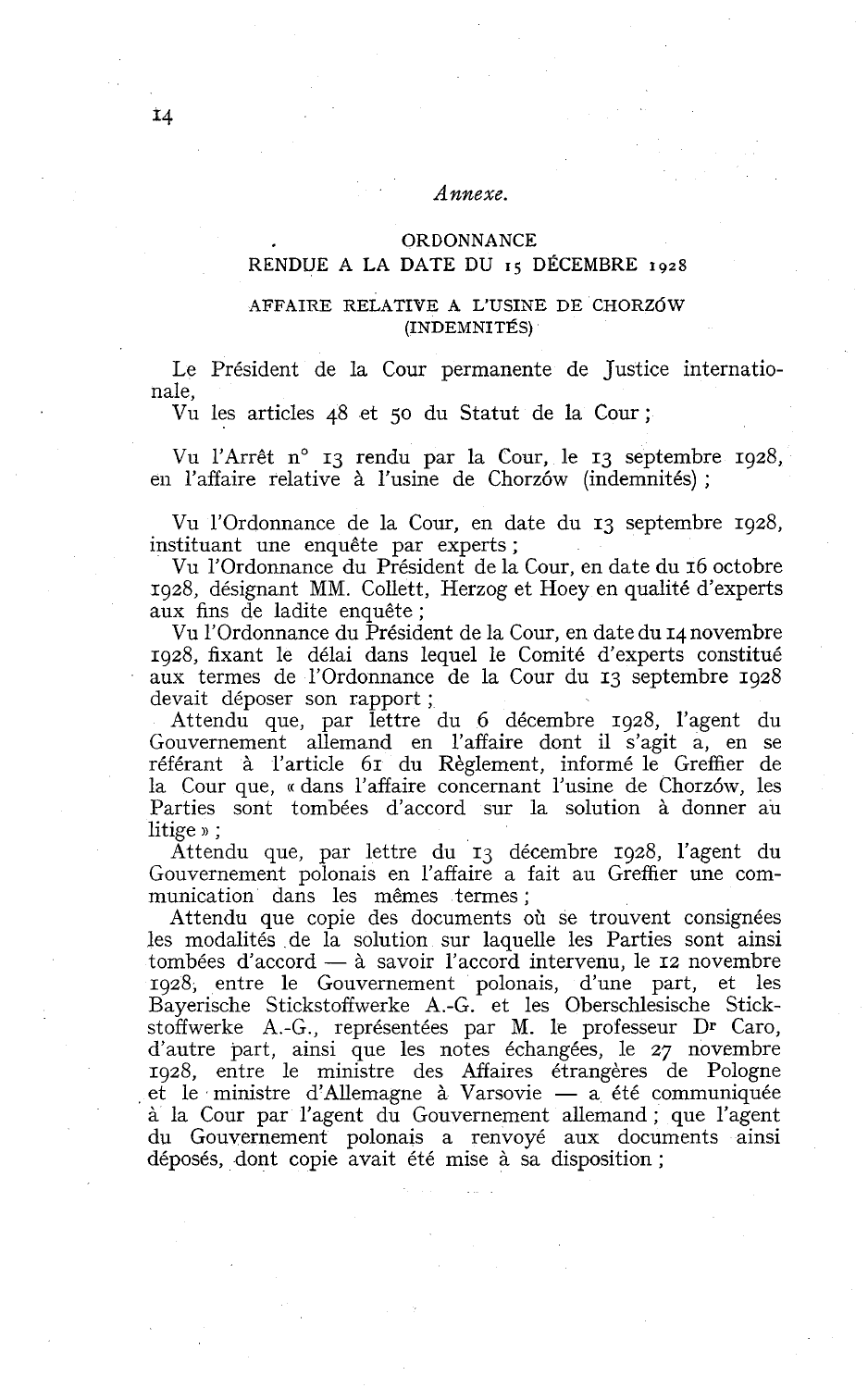*Annexe.*

## ORDONNANCE
## RENDUE A LA DATE DU 15 DÉCEMBRE 1928

### AFFAIRE RELATIVE A L'USINE DE CHORZÓW (INDEMNITÉS)

Le Président de la Cour permanente de Justice internationale,

Vu les articles 48 et 50 du Statut de la Cour;

Vu l'Arrêt n° 13 rendu par la Cour, le 13 septembre 1928, en l'affaire relative à l'usine de Chorzów (indemnités);

Vu l'Ordonnance de la Cour, en date du 13 septembre 1928, instituant une enquête par experts;

Vu l'Ordonnance du Président de la Cour, en date du 16 octobre 1928, désignant MM. Collett, Herzog et Hoey en qualité d'experts aux fins de ladite enquête;

Vu l'Ordonnance du Président de la Cour, en date du 14 novembre 1928, fixant le délai dans lequel le Comité d'experts constitué aux termes de l'Ordonnance de la Cour du 13 septembre 1928 devait déposer son rapport;

Attendu que, par lettre du 6 décembre 1928, l'agent du Gouvernement allemand en l'affaire dont il s'agit a, en se référant à l'article 61 du Règlement, informé le Greffier de la Cour que, « dans l'affaire concernant l'usine de Chorzów, les Parties sont tombées d'accord sur la solution à donner au litige »;

Attendu que, par lettre du 13 décembre 1928, l'agent du Gouvernement polonais en l'affaire a fait au Greffier une communication dans les mêmes termes;

Attendu que copie des documents où se trouvent consignées les modalités de la solution sur laquelle les Parties sont ainsi tombées d'accord — à savoir l'accord intervenu, le 12 novembre 1928, entre le Gouvernement polonais, d'une part, et les Bayerische Stickstoffwerke A.-G. et les Oberschlesische Stickstoffwerke A.-G., représentées par M. le professeur Dr Caro, d'autre part, ainsi que les notes échangées, le 27 novembre 1928, entre le ministre des Affaires étrangères de Pologne et le ministre d'Allemagne à Varsovie — a été communiquée à la Cour par l'agent du Gouvernement allemand; que l'agent du Gouvernement polonais a renvoyé aux documents ainsi déposés, dont copie avait été mise à sa disposition;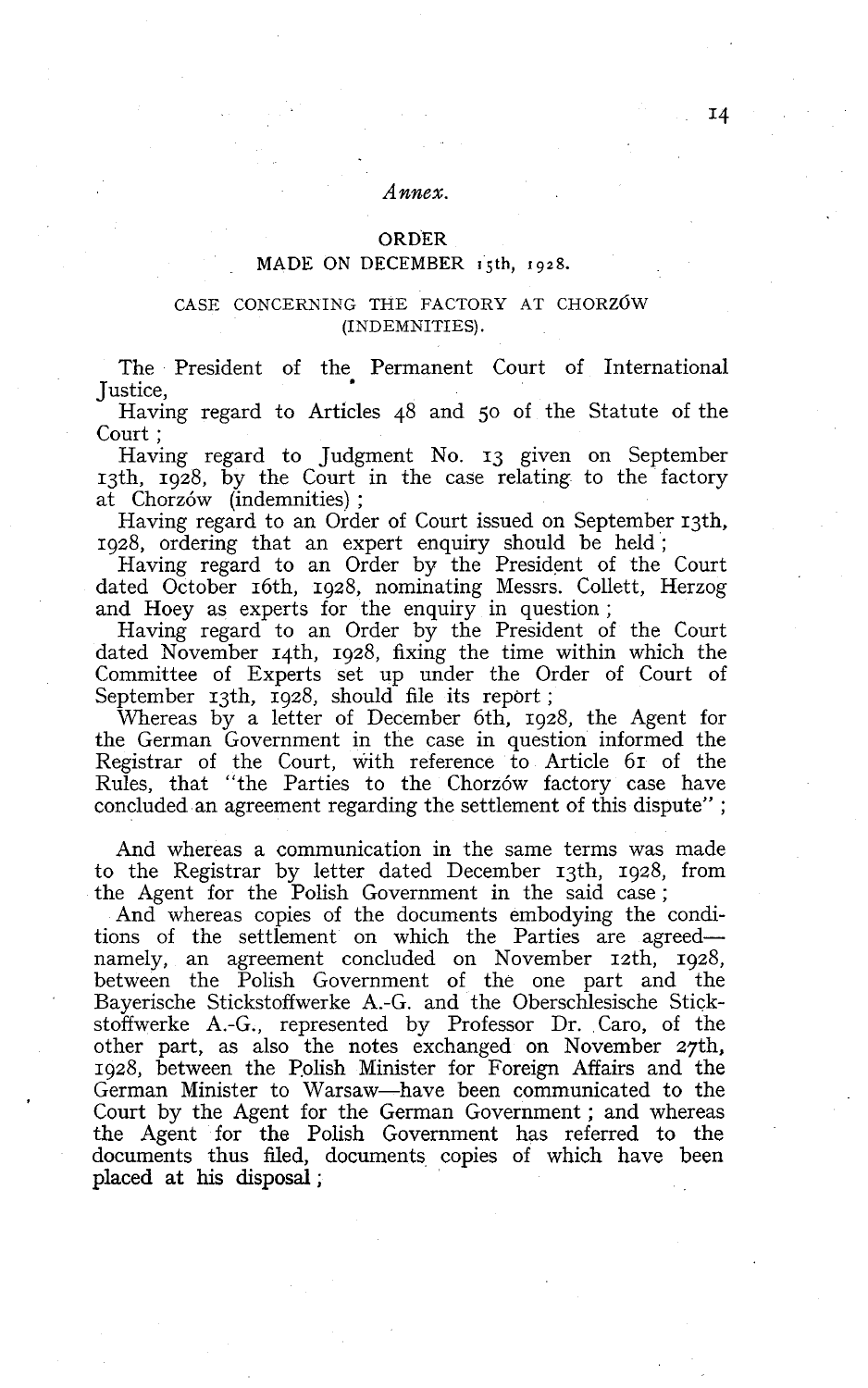*Annex.*

## ORDER

### MADE ON DECEMBER 15th, 1928.

### CASE CONCERNING THE FACTORY AT CHORZÓW (INDEMNITIES).

The President of the Permanent Court of International Justice,

Having regard to Articles 48 and 50 of the Statute of the Court;

Having regard to Judgment No. 13 given on September 13th, 1928, by the Court in the case relating to the factory at Chorzów (indemnities);

Having regard to an Order of Court issued on September 13th, 1928, ordering that an expert enquiry should be held;

Having regard to an Order by the President of the Court dated October 16th, 1928, nominating Messrs. Collett, Herzog and Hoey as experts for the enquiry in question;

Having regard to an Order by the President of the Court dated November 14th, 1928, fixing the time within which the Committee of Experts set up under the Order of Court of September 13th, 1928, should file its report;

Whereas by a letter of December 6th, 1928, the Agent for the German Government in the case in question informed the Registrar of the Court, with reference to Article 61 of the Rules, that "the Parties to the Chorzów factory case have concluded an agreement regarding the settlement of this dispute";

And whereas a communication in the same terms was made to the Registrar by letter dated December 13th, 1928, from the Agent for the Polish Government in the said case;

And whereas copies of the documents embodying the conditions of the settlement on which the Parties are agreed—namely, an agreement concluded on November 12th, 1928, between the Polish Government of the one part and the Bayerische Stickstoffwerke A.-G. and the Oberschlesische Stickstoffwerke A.-G., represented by Professor Dr. Caro, of the other part, as also the notes exchanged on November 27th, 1928, between the Polish Minister for Foreign Affairs and the German Minister to Warsaw—have been communicated to the Court by the Agent for the German Government; and whereas the Agent for the Polish Government has referred to the documents thus filed, documents copies of which have been placed at his disposal;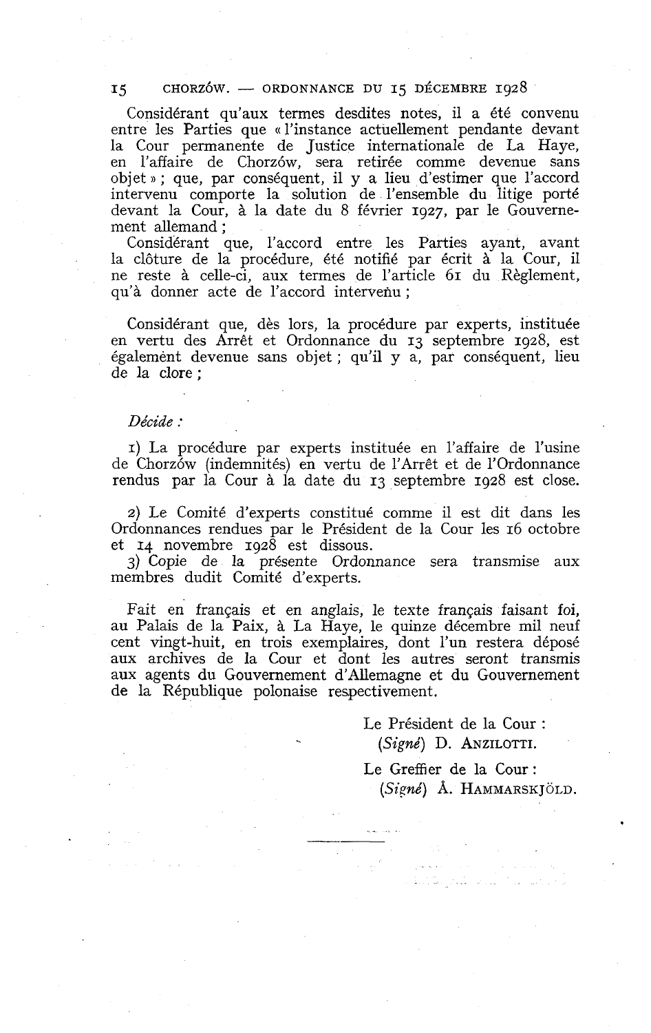Considérant qu'aux termes desdites notes, il a été convenu entre les Parties que « l'instance actuellement pendante devant la Cour permanente de Justice internationale de La Haye, en l'affaire de Chorzów, sera retirée comme devenue sans objet » ; que, par conséquent, il y a lieu d'estimer que l'accord intervenu comporte la solution de l'ensemble du litige porté devant la Cour, à la date du 8 février 1927, par le Gouvernement allemand ;

Considérant que, l'accord entre les Parties ayant, avant la clôture de la procédure, été notifié par écrit à la Cour, il ne reste à celle-ci, aux termes de l'article 61 du Règlement, qu'à donner acte de l'accord intervenu ;

Considérant que, dès lors, la procédure par experts, instituée en vertu des Arrêt et Ordonnance du 13 septembre 1928, est également devenue sans objet ; qu'il y a, par conséquent, lieu de la clore ;

*Décide :*

1) La procédure par experts instituée en l'affaire de l'usine de Chorzów (indemnités) en vertu de l'Arrêt et de l'Ordonnance rendus par la Cour à la date du 13 septembre 1928 est close.

2) Le Comité d'experts constitué comme il est dit dans les Ordonnances rendues par le Président de la Cour les 16 octobre et 14 novembre 1928 est dissous.

3) Copie de la présente Ordonnance sera transmise aux membres dudit Comité d'experts.

Fait en français et en anglais, le texte français faisant foi, au Palais de la Paix, à La Haye, le quinze décembre mil neuf cent vingt-huit, en trois exemplaires, dont l'un restera déposé aux archives de la Cour et dont les autres seront transmis aux agents du Gouvernement d'Allemagne et du Gouvernement de la République polonaise respectivement.

Le Président de la Cour :
(*Signé*) D. ANZILOTTI.

Le Greffier de la Cour :
(*Signé*) Å. HAMMARSKJÖLD.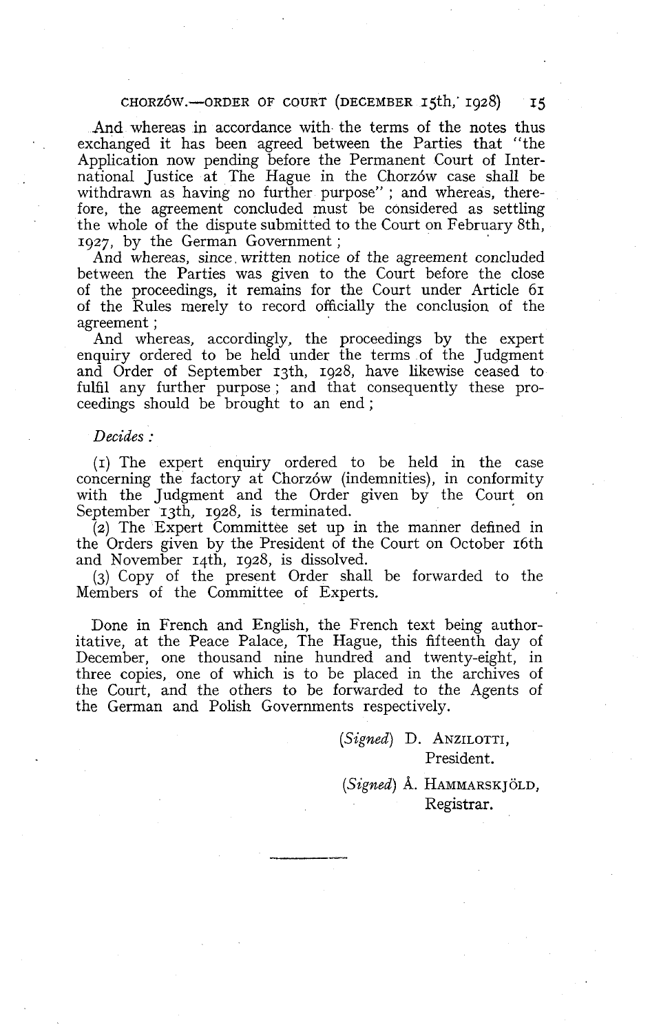And whereas in accordance with the terms of the notes thus exchanged it has been agreed between the Parties that "the Application now pending before the Permanent Court of International Justice at The Hague in the Chorzów case shall be withdrawn as having no further purpose"; and whereas, therefore, the agreement concluded must be considered as settling the whole of the dispute submitted to the Court on February 8th, 1927, by the German Government;

And whereas, since written notice of the agreement concluded between the Parties was given to the Court before the close of the proceedings, it remains for the Court under Article 61 of the Rules merely to record officially the conclusion of the agreement;

And whereas, accordingly, the proceedings by the expert enquiry ordered to be held under the terms of the Judgment and Order of September 13th, 1928, have likewise ceased to fulfil any further purpose; and that consequently these proceedings should be brought to an end;

*Decides:*

(1) The expert enquiry ordered to be held in the case concerning the factory at Chorzów (indemnities), in conformity with the Judgment and the Order given by the Court on September 13th, 1928, is terminated.

(2) The Expert Committee set up in the manner defined in the Orders given by the President of the Court on October 16th and November 14th, 1928, is dissolved.

(3) Copy of the present Order shall be forwarded to the Members of the Committee of Experts.

Done in French and English, the French text being authoritative, at the Peace Palace, The Hague, this fifteenth day of December, one thousand nine hundred and twenty-eight, in three copies, one of which is to be placed in the archives of the Court, and the others to be forwarded to the Agents of the German and Polish Governments respectively.

(*Signed*) D. ANZILOTTI,
President.

(*Signed*) Å. HAMMARSKJÖLD,
Registrar.